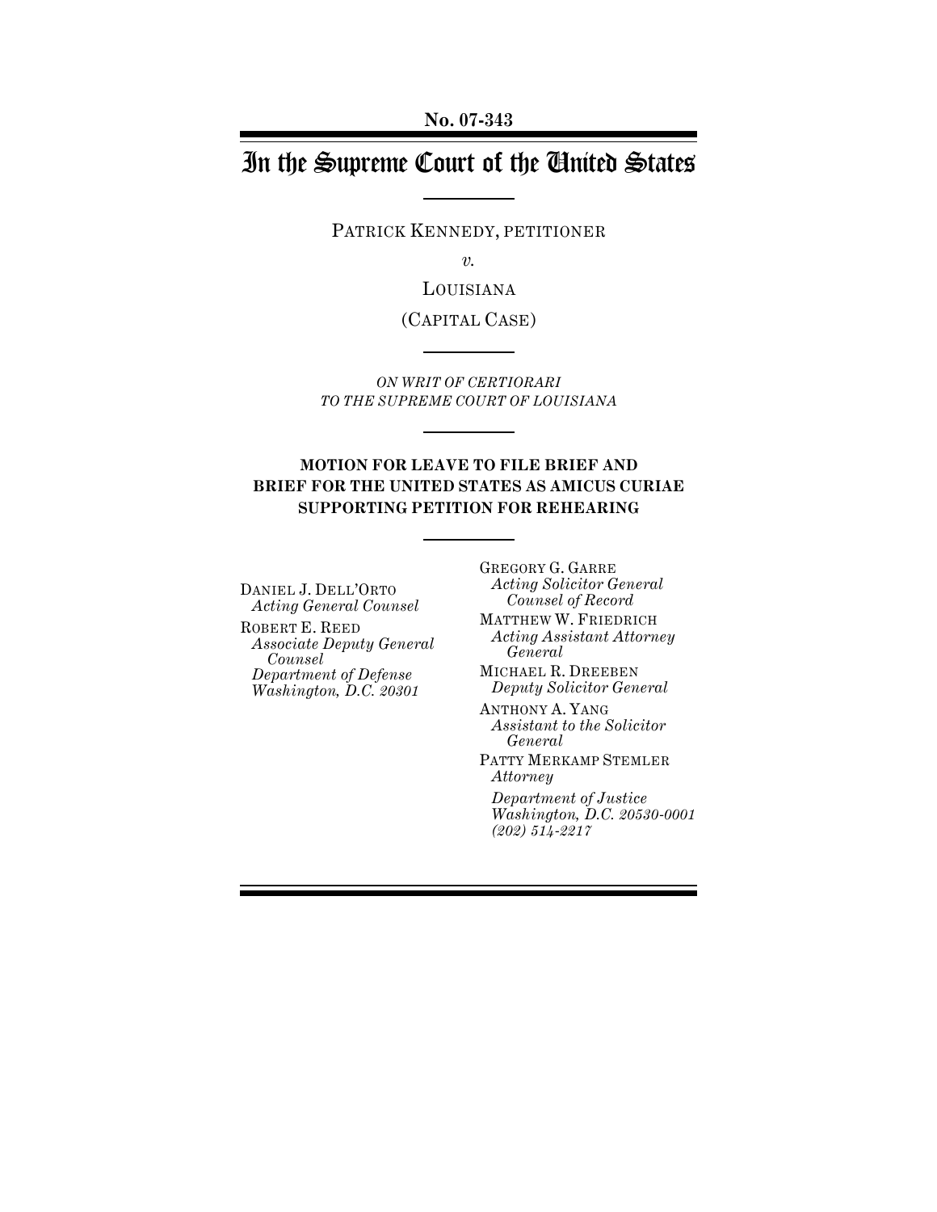**No. 07-343**

# In the Supreme Court of the United States

PATRICK KENNEDY, PETITIONER

*v.*

LOUISIANA

(CAPITAL CASE)

*ON WRIT OF CERTIORARI*
*TO THE SUPREME COURT OF LOUISIANA*

**MOTION FOR LEAVE TO FILE BRIEF AND BRIEF FOR THE UNITED STATES AS AMICUS CURIAE SUPPORTING PETITION FOR REHEARING**

DANIEL J. DELL'ORTO
*Acting General Counsel*

ROBERT E. REED
*Associate Deputy General Counsel*
*Department of Defense*
*Washington, D.C. 20301*

GREGORY G. GARRE
*Acting Solicitor General*
*Counsel of Record*

MATTHEW W. FRIEDRICH
*Acting Assistant Attorney General*

MICHAEL R. DREEBEN
*Deputy Solicitor General*

ANTHONY A. YANG
*Assistant to the Solicitor General*

PATTY MERKAMP STEMLER
*Attorney*

*Department of Justice*
*Washington, D.C. 20530-0001*
*(202) 514-2217*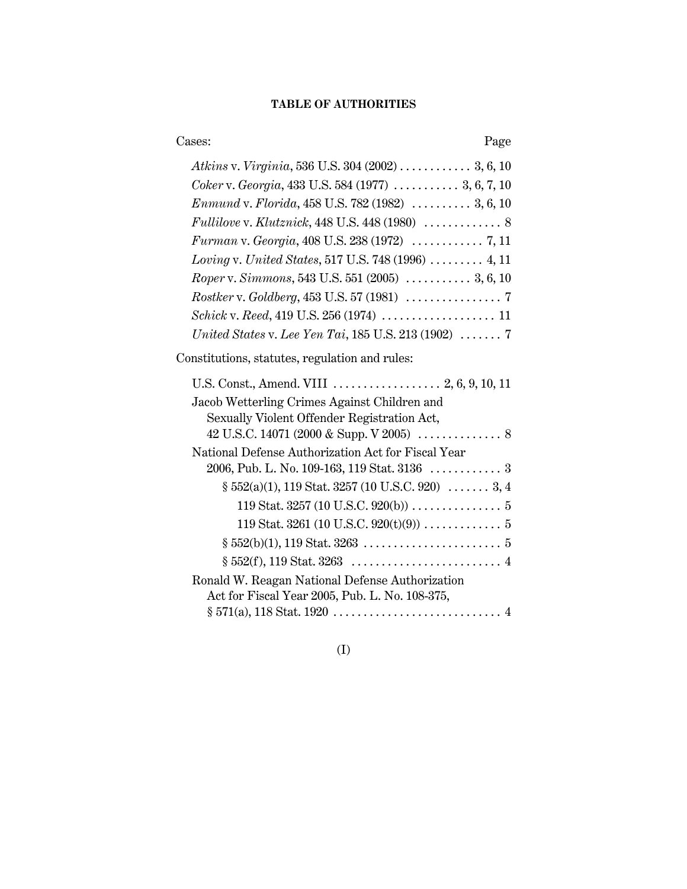**TABLE OF AUTHORITIES**

Cases: Page

*Atkins* v. *Virginia*, 536 U.S. 304 (2002) . . . . . . . . . . . . 3, 6, 10

*Coker* v. *Georgia*, 433 U.S. 584 (1977) . . . . . . . . . . . 3, 6, 7, 10

*Enmund* v. *Florida*, 458 U.S. 782 (1982) . . . . . . . . . . 3, 6, 10

*Fullilove* v. *Klutznick*, 448 U.S. 448 (1980) . . . . . . . . . . . . . 8

*Furman* v. *Georgia*, 408 U.S. 238 (1972) . . . . . . . . . . . . 7, 11

*Loving* v. *United States*, 517 U.S. 748 (1996) . . . . . . . . . 4, 11

*Roper* v. *Simmons*, 543 U.S. 551 (2005) . . . . . . . . . . . 3, 6, 10

*Rostker* v. *Goldberg*, 453 U.S. 57 (1981) . . . . . . . . . . . . . . . . 7

*Schick* v. *Reed*, 419 U.S. 256 (1974) . . . . . . . . . . . . . . . . . . . 11

*United States* v. *Lee Yen Tai*, 185 U.S. 213 (1902) . . . . . . . 7

Constitutions, statutes, regulation and rules:

U.S. Const., Amend. VIII . . . . . . . . . . . . . . . . . . 2, 6, 9, 10, 11

Jacob Wetterling Crimes Against Children and Sexually Violent Offender Registration Act, 42 U.S.C. 14071 (2000 & Supp. V 2005) . . . . . . . . . . . . . . 8

National Defense Authorization Act for Fiscal Year 2006, Pub. L. No. 109-163, 119 Stat. 3136 . . . . . . . . . . . . 3

§ 552(a)(1), 119 Stat. 3257 (10 U.S.C. 920) . . . . . . . 3, 4

119 Stat. 3257 (10 U.S.C. 920(b)) . . . . . . . . . . . . . . . 5

119 Stat. 3261 (10 U.S.C. 920(t)(9)) . . . . . . . . . . . . . 5

§ 552(b)(1), 119 Stat. 3263 . . . . . . . . . . . . . . . . . . . . . . . 5

§ 552(f), 119 Stat. 3263 . . . . . . . . . . . . . . . . . . . . . . . . . 4

Ronald W. Reagan National Defense Authorization Act for Fiscal Year 2005, Pub. L. No. 108-375, § 571(a), 118 Stat. 1920 . . . . . . . . . . . . . . . . . . . . . . . . . . . . 4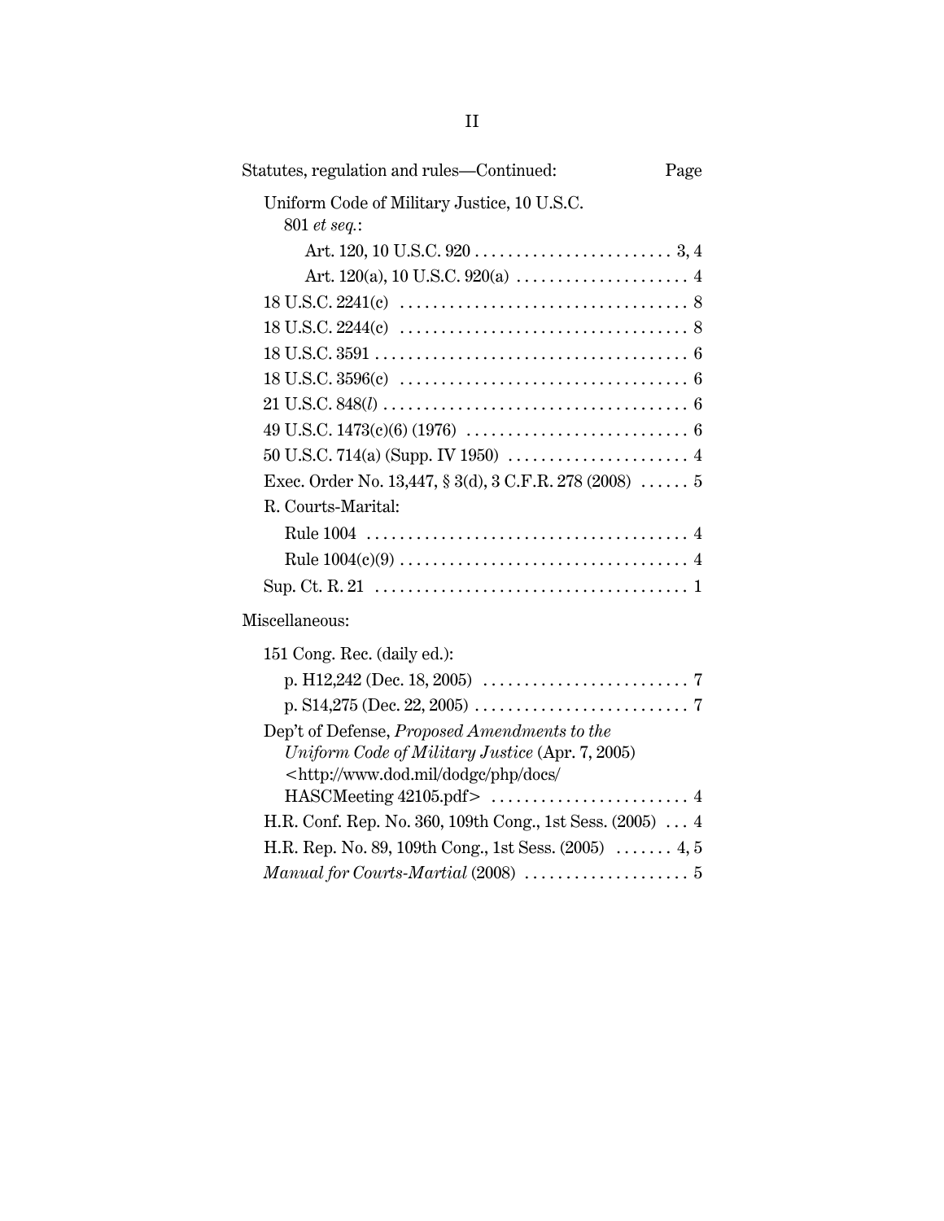Statutes, regulation and rules—Continued: Page

Uniform Code of Military Justice, 10 U.S.C. 801 *et seq.*:

- Art. 120, 10 U.S.C. 920 . . . . . . . . . . . . . . . . . . . . . . . . 3, 4
- Art. 120(a), 10 U.S.C. 920(a) . . . . . . . . . . . . . . . . . . . . . 4

18 U.S.C. 2241(c) . . . . . . . . . . . . . . . . . . . . . . . . . . . . . . . . . . 8

18 U.S.C. 2244(c) . . . . . . . . . . . . . . . . . . . . . . . . . . . . . . . . . . 8

18 U.S.C. 3591 . . . . . . . . . . . . . . . . . . . . . . . . . . . . . . . . . . . . . 6

18 U.S.C. 3596(c) . . . . . . . . . . . . . . . . . . . . . . . . . . . . . . . . . . 6

21 U.S.C. 848(*l*) . . . . . . . . . . . . . . . . . . . . . . . . . . . . . . . . . . . . 6

49 U.S.C. 1473(c)(6) (1976) . . . . . . . . . . . . . . . . . . . . . . . . . . . 6

50 U.S.C. 714(a) (Supp. IV 1950) . . . . . . . . . . . . . . . . . . . . . . 4

Exec. Order No. 13,447, § 3(d), 3 C.F.R. 278 (2008) . . . . . . 5

R. Courts-Marital:

- Rule 1004 . . . . . . . . . . . . . . . . . . . . . . . . . . . . . . . . . . . . . . . 4
- Rule 1004(c)(9) . . . . . . . . . . . . . . . . . . . . . . . . . . . . . . . . . . . 4

Sup. Ct. R. 21 . . . . . . . . . . . . . . . . . . . . . . . . . . . . . . . . . . . . . 1

Miscellaneous:

151 Cong. Rec. (daily ed.):

- p. H12,242 (Dec. 18, 2005) . . . . . . . . . . . . . . . . . . . . . . . . . 7
- p. S14,275 (Dec. 22, 2005) . . . . . . . . . . . . . . . . . . . . . . . . . . 7

Dep't of Defense, *Proposed Amendments to the Uniform Code of Military Justice* (Apr. 7, 2005) <http://www.dod.mil/dodgc/php/docs/HASCMeeting 42105.pdf> . . . . . . . . . . . . . . . . . . . . . . . . 4

H.R. Conf. Rep. No. 360, 109th Cong., 1st Sess. (2005) . . . 4

H.R. Rep. No. 89, 109th Cong., 1st Sess. (2005) . . . . . . . 4, 5

*Manual for Courts-Martial* (2008) . . . . . . . . . . . . . . . . . . . . 5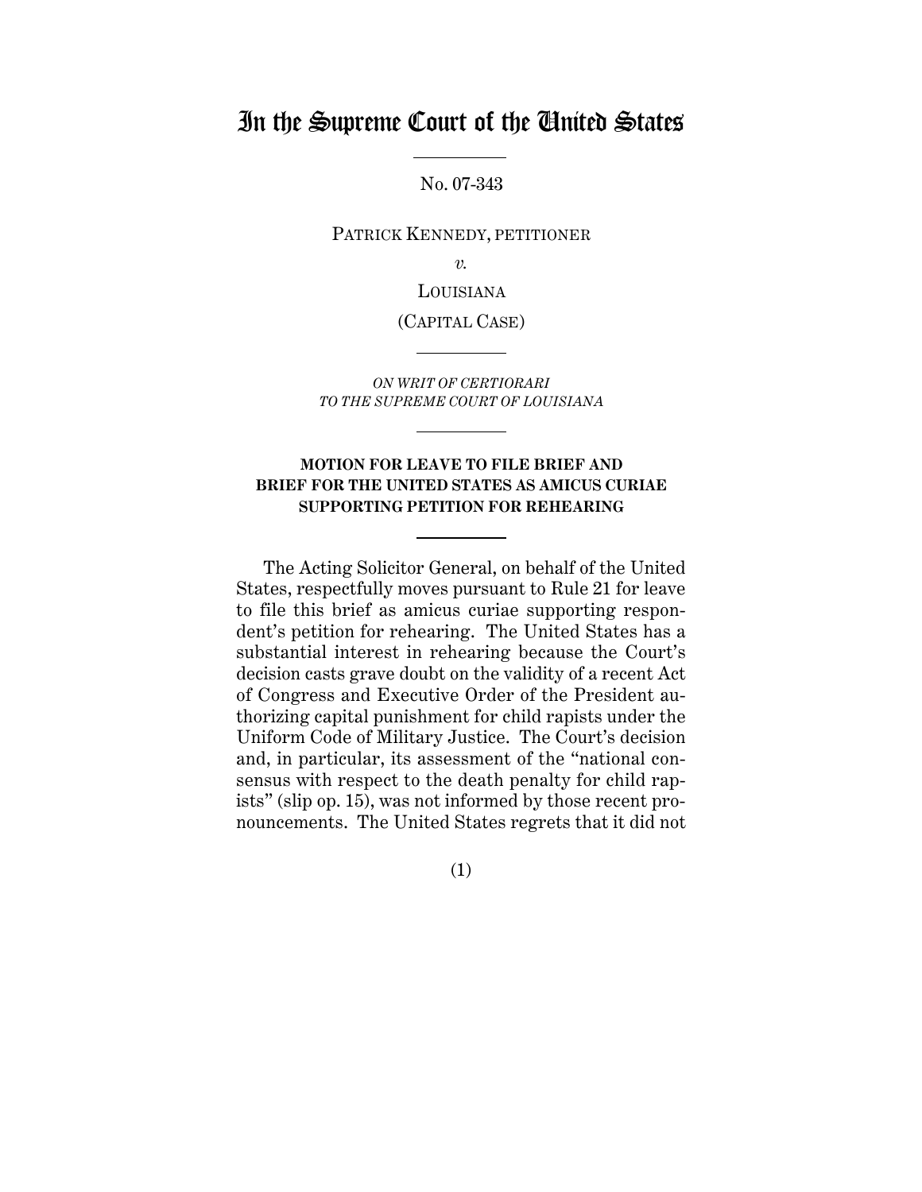# In the Supreme Court of the United States

No. 07-343

PATRICK KENNEDY, PETITIONER

*v.*

LOUISIANA

(CAPITAL CASE)

*ON WRIT OF CERTIORARI TO THE SUPREME COURT OF LOUISIANA*

**MOTION FOR LEAVE TO FILE BRIEF AND BRIEF FOR THE UNITED STATES AS AMICUS CURIAE SUPPORTING PETITION FOR REHEARING**

The Acting Solicitor General, on behalf of the United States, respectfully moves pursuant to Rule 21 for leave to file this brief as amicus curiae supporting respondent's petition for rehearing. The United States has a substantial interest in rehearing because the Court's decision casts grave doubt on the validity of a recent Act of Congress and Executive Order of the President authorizing capital punishment for child rapists under the Uniform Code of Military Justice. The Court's decision and, in particular, its assessment of the "national consensus with respect to the death penalty for child rapists" (slip op. 15), was not informed by those recent pronouncements. The United States regrets that it did not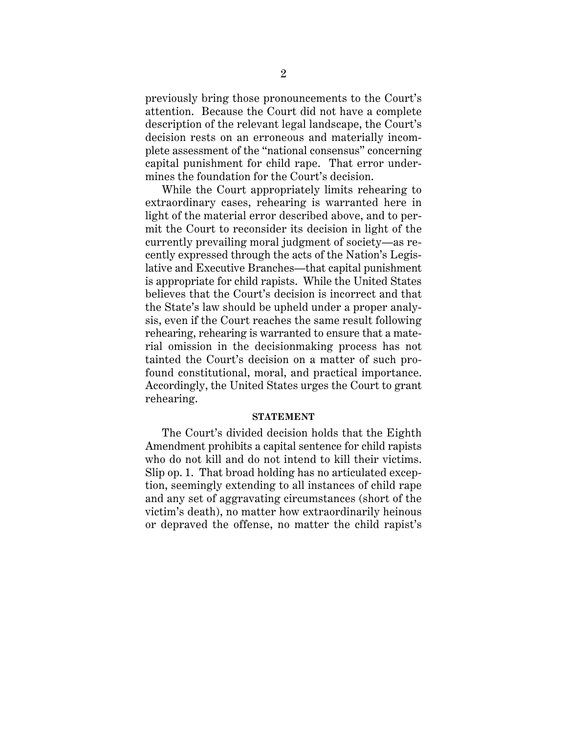previously bring those pronouncements to the Court's attention. Because the Court did not have a complete description of the relevant legal landscape, the Court's decision rests on an erroneous and materially incomplete assessment of the "national consensus" concerning capital punishment for child rape. That error undermines the foundation for the Court's decision.

While the Court appropriately limits rehearing to extraordinary cases, rehearing is warranted here in light of the material error described above, and to permit the Court to reconsider its decision in light of the currently prevailing moral judgment of society—as recently expressed through the acts of the Nation's Legislative and Executive Branches—that capital punishment is appropriate for child rapists. While the United States believes that the Court's decision is incorrect and that the State's law should be upheld under a proper analysis, even if the Court reaches the same result following rehearing, rehearing is warranted to ensure that a material omission in the decisionmaking process has not tainted the Court's decision on a matter of such profound constitutional, moral, and practical importance. Accordingly, the United States urges the Court to grant rehearing.

**STATEMENT**

The Court's divided decision holds that the Eighth Amendment prohibits a capital sentence for child rapists who do not kill and do not intend to kill their victims. Slip op. 1. That broad holding has no articulated exception, seemingly extending to all instances of child rape and any set of aggravating circumstances (short of the victim's death), no matter how extraordinarily heinous or depraved the offense, no matter the child rapist's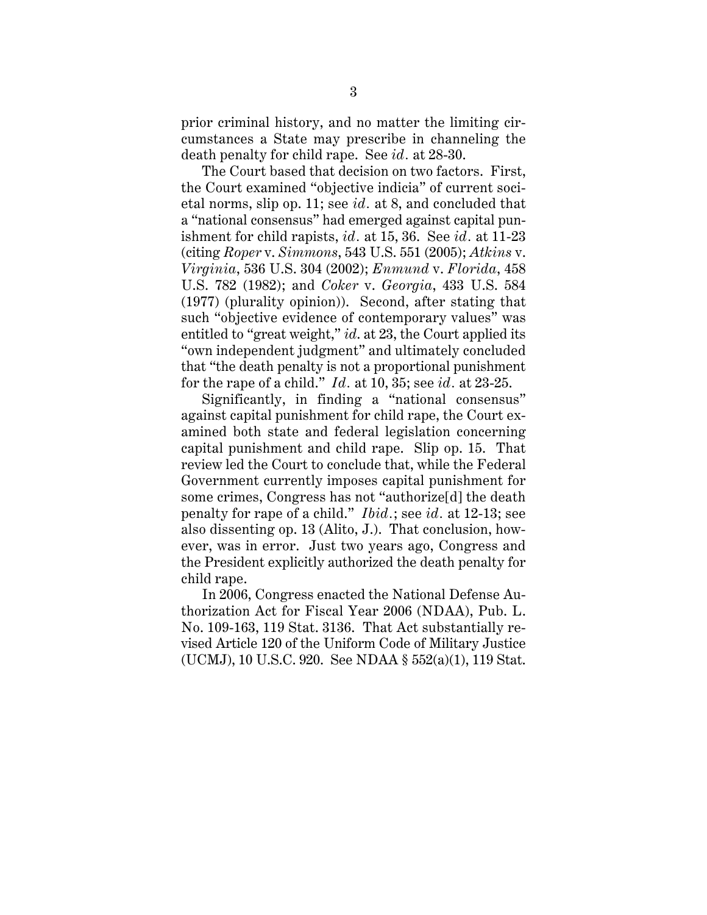prior criminal history, and no matter the limiting circumstances a State may prescribe in channeling the death penalty for child rape. See *id.* at 28-30.

The Court based that decision on two factors. First, the Court examined "objective indicia" of current societal norms, slip op. 11; see *id.* at 8, and concluded that a "national consensus" had emerged against capital punishment for child rapists, *id.* at 15, 36. See *id.* at 11-23 (citing *Roper* v. *Simmons*, 543 U.S. 551 (2005); *Atkins* v. *Virginia*, 536 U.S. 304 (2002); *Enmund* v. *Florida*, 458 U.S. 782 (1982); and *Coker* v. *Georgia*, 433 U.S. 584 (1977) (plurality opinion)). Second, after stating that such "objective evidence of contemporary values" was entitled to "great weight," *id.* at 23, the Court applied its "own independent judgment" and ultimately concluded that "the death penalty is not a proportional punishment for the rape of a child." *Id.* at 10, 35; see *id.* at 23-25.

Significantly, in finding a "national consensus" against capital punishment for child rape, the Court examined both state and federal legislation concerning capital punishment and child rape. Slip op. 15. That review led the Court to conclude that, while the Federal Government currently imposes capital punishment for some crimes, Congress has not "authorize[d] the death penalty for rape of a child." *Ibid.*; see *id.* at 12-13; see also dissenting op. 13 (Alito, J.). That conclusion, however, was in error. Just two years ago, Congress and the President explicitly authorized the death penalty for child rape.

In 2006, Congress enacted the National Defense Authorization Act for Fiscal Year 2006 (NDAA), Pub. L. No. 109-163, 119 Stat. 3136. That Act substantially revised Article 120 of the Uniform Code of Military Justice (UCMJ), 10 U.S.C. 920. See NDAA § 552(a)(1), 119 Stat.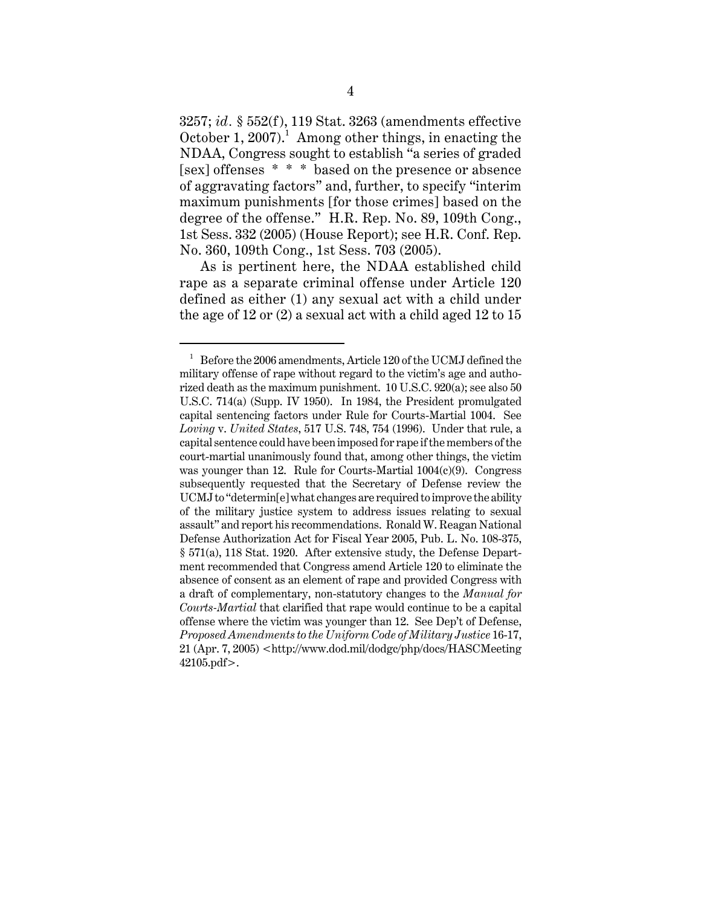3257; *id*. § 552(f), 119 Stat. 3263 (amendments effective October 1, 2007).[1] Among other things, in enacting the NDAA, Congress sought to establish "a series of graded [sex] offenses * * * based on the presence or absence of aggravating factors" and, further, to specify "interim maximum punishments [for those crimes] based on the degree of the offense." H.R. Rep. No. 89, 109th Cong., 1st Sess. 332 (2005) (House Report); see H.R. Conf. Rep. No. 360, 109th Cong., 1st Sess. 703 (2005).

As is pertinent here, the NDAA established child rape as a separate criminal offense under Article 120 defined as either (1) any sexual act with a child under the age of 12 or (2) a sexual act with a child aged 12 to 15

---

[1] Before the 2006 amendments, Article 120 of the UCMJ defined the military offense of rape without regard to the victim's age and authorized death as the maximum punishment. 10 U.S.C. 920(a); see also 50 U.S.C. 714(a) (Supp. IV 1950). In 1984, the President promulgated capital sentencing factors under Rule for Courts-Martial 1004. See *Loving* v. *United States*, 517 U.S. 748, 754 (1996). Under that rule, a capital sentence could have been imposed for rape if the members of the court-martial unanimously found that, among other things, the victim was younger than 12. Rule for Courts-Martial 1004(c)(9). Congress subsequently requested that the Secretary of Defense review the UCMJ to "determin[e] what changes are required to improve the ability of the military justice system to address issues relating to sexual assault" and report his recommendations. Ronald W. Reagan National Defense Authorization Act for Fiscal Year 2005, Pub. L. No. 108-375, § 571(a), 118 Stat. 1920. After extensive study, the Defense Department recommended that Congress amend Article 120 to eliminate the absence of consent as an element of rape and provided Congress with a draft of complementary, non-statutory changes to the *Manual for Courts-Martial* that clarified that rape would continue to be a capital offense where the victim was younger than 12. See Dep't of Defense, *Proposed Amendments to the Uniform Code of Military Justice* 16-17, 21 (Apr. 7, 2005) <http://www.dod.mil/dodgc/php/docs/HASCMeeting42105.pdf>.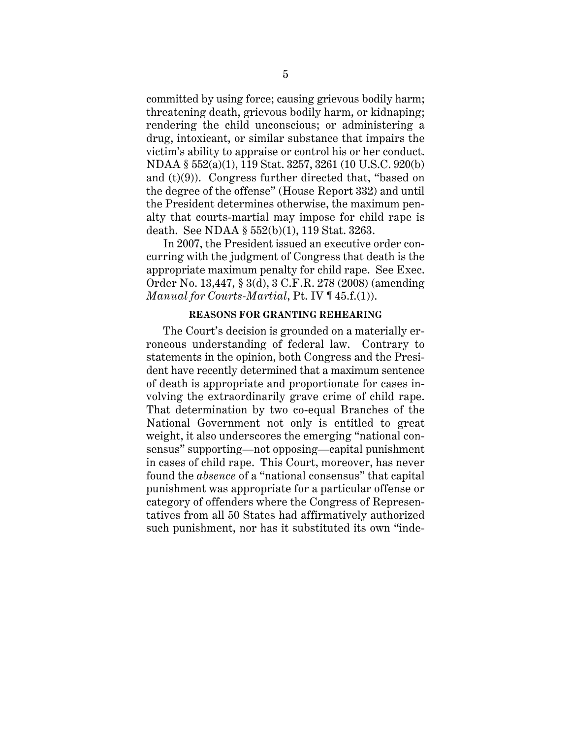committed by using force; causing grievous bodily harm; threatening death, grievous bodily harm, or kidnaping; rendering the child unconscious; or administering a drug, intoxicant, or similar substance that impairs the victim's ability to appraise or control his or her conduct. NDAA § 552(a)(1), 119 Stat. 3257, 3261 (10 U.S.C. 920(b) and (t)(9)). Congress further directed that, "based on the degree of the offense" (House Report 332) and until the President determines otherwise, the maximum penalty that courts-martial may impose for child rape is death. See NDAA § 552(b)(1), 119 Stat. 3263.

In 2007, the President issued an executive order concurring with the judgment of Congress that death is the appropriate maximum penalty for child rape. See Exec. Order No. 13,447, § 3(d), 3 C.F.R. 278 (2008) (amending *Manual for Courts-Martial*, Pt. IV ¶ 45.f.(1)).

## REASONS FOR GRANTING REHEARING

The Court's decision is grounded on a materially erroneous understanding of federal law. Contrary to statements in the opinion, both Congress and the President have recently determined that a maximum sentence of death is appropriate and proportionate for cases involving the extraordinarily grave crime of child rape. That determination by two co-equal Branches of the National Government not only is entitled to great weight, it also underscores the emerging "national consensus" supporting—not opposing—capital punishment in cases of child rape. This Court, moreover, has never found the *absence* of a "national consensus" that capital punishment was appropriate for a particular offense or category of offenders where the Congress of Representatives from all 50 States had affirmatively authorized such punishment, nor has it substituted its own "inde-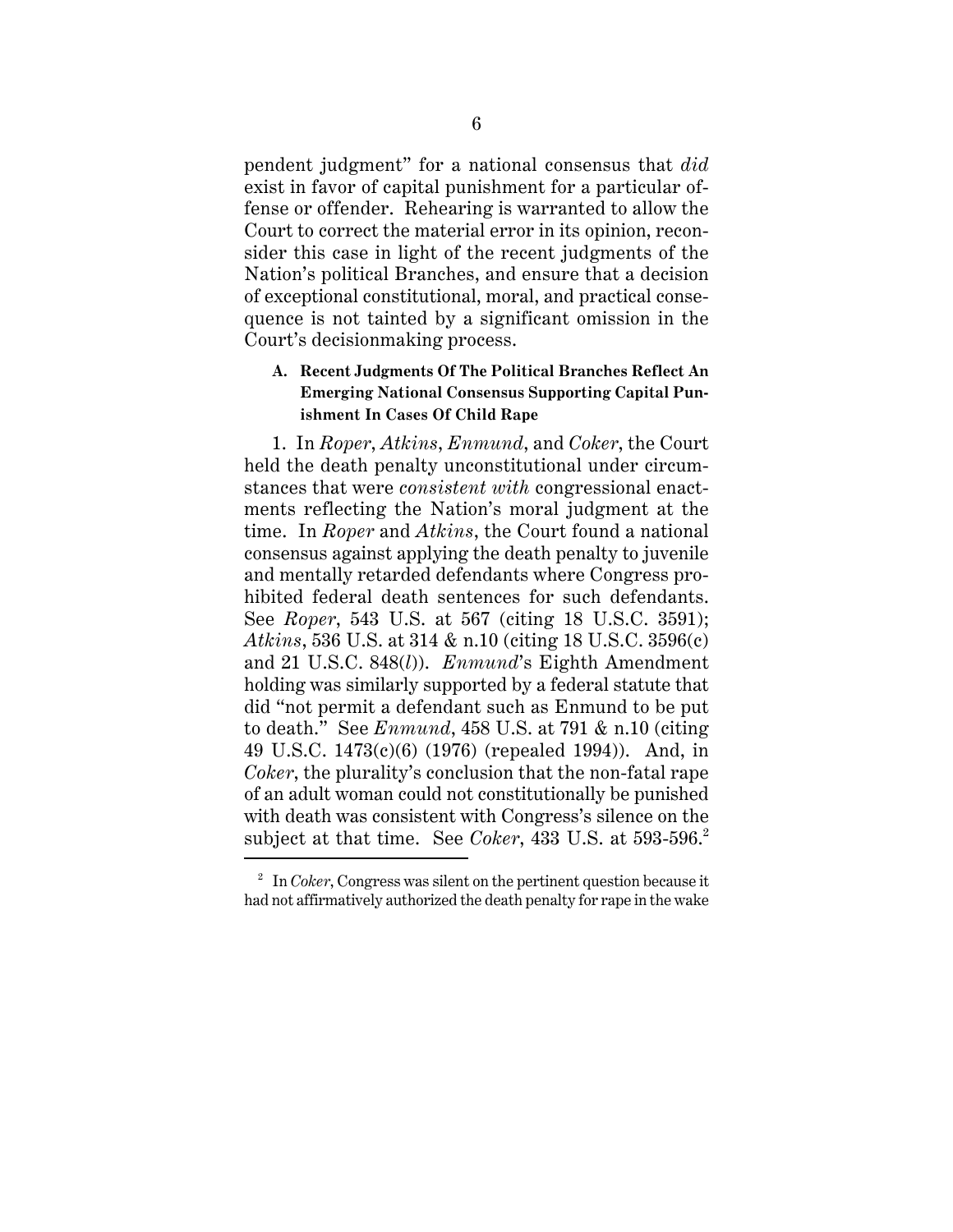pendent judgment" for a national consensus that *did* exist in favor of capital punishment for a particular offense or offender. Rehearing is warranted to allow the Court to correct the material error in its opinion, reconsider this case in light of the recent judgments of the Nation's political Branches, and ensure that a decision of exceptional constitutional, moral, and practical consequence is not tainted by a significant omission in the Court's decisionmaking process.

### A. Recent Judgments Of The Political Branches Reflect An Emerging National Consensus Supporting Capital Punishment In Cases Of Child Rape

1. In *Roper*, *Atkins*, *Enmund*, and *Coker*, the Court held the death penalty unconstitutional under circumstances that were *consistent with* congressional enactments reflecting the Nation's moral judgment at the time. In *Roper* and *Atkins*, the Court found a national consensus against applying the death penalty to juvenile and mentally retarded defendants where Congress prohibited federal death sentences for such defendants. See *Roper*, 543 U.S. at 567 (citing 18 U.S.C. 3591); *Atkins*, 536 U.S. at 314 & n.10 (citing 18 U.S.C. 3596(c) and 21 U.S.C. 848(*l*)). *Enmund*'s Eighth Amendment holding was similarly supported by a federal statute that did "not permit a defendant such as Enmund to be put to death." See *Enmund*, 458 U.S. at 791 & n.10 (citing 49 U.S.C. 1473(c)(6) (1976) (repealed 1994)). And, in *Coker*, the plurality's conclusion that the non-fatal rape of an adult woman could not constitutionally be punished with death was consistent with Congress's silence on the subject at that time. See *Coker*, 433 U.S. at 593-596.[2]

---

[2] In *Coker*, Congress was silent on the pertinent question because it had not affirmatively authorized the death penalty for rape in the wake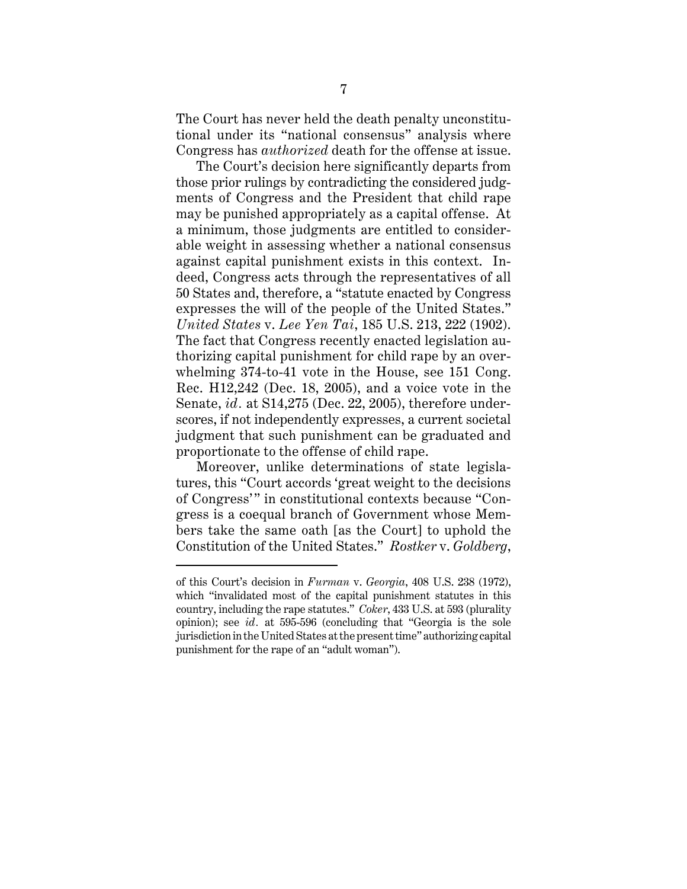The Court has never held the death penalty unconstitutional under its "national consensus" analysis where Congress has *authorized* death for the offense at issue.

The Court's decision here significantly departs from those prior rulings by contradicting the considered judgments of Congress and the President that child rape may be punished appropriately as a capital offense. At a minimum, those judgments are entitled to considerable weight in assessing whether a national consensus against capital punishment exists in this context. Indeed, Congress acts through the representatives of all 50 States and, therefore, a "statute enacted by Congress expresses the will of the people of the United States." *United States* v. *Lee Yen Tai*, 185 U.S. 213, 222 (1902). The fact that Congress recently enacted legislation authorizing capital punishment for child rape by an overwhelming 374-to-41 vote in the House, see 151 Cong. Rec. H12,242 (Dec. 18, 2005), and a voice vote in the Senate, *id.* at S14,275 (Dec. 22, 2005), therefore underscores, if not independently expresses, a current societal judgment that such punishment can be graduated and proportionate to the offense of child rape.

Moreover, unlike determinations of state legislatures, this "Court accords 'great weight to the decisions of Congress'" in constitutional contexts because "Congress is a coequal branch of Government whose Members take the same oath [as the Court] to uphold the Constitution of the United States." *Rostker* v. *Goldberg*,

---

of this Court's decision in *Furman* v. *Georgia*, 408 U.S. 238 (1972), which "invalidated most of the capital punishment statutes in this country, including the rape statutes." *Coker*, 433 U.S. at 593 (plurality opinion); see *id.* at 595-596 (concluding that "Georgia is the sole jurisdiction in the United States at the present time" authorizing capital punishment for the rape of an "adult woman").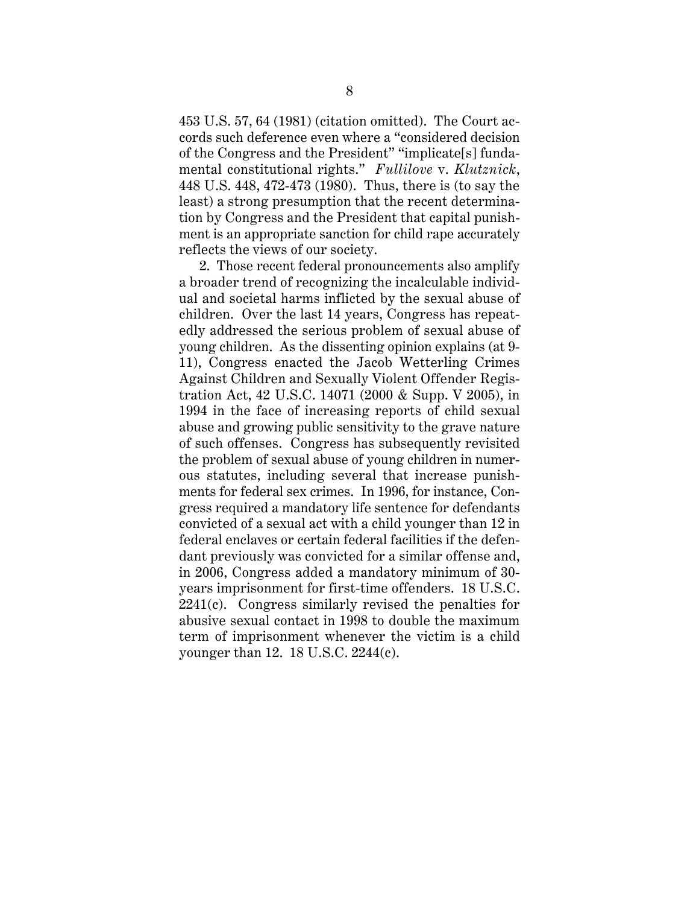453 U.S. 57, 64 (1981) (citation omitted). The Court accords such deference even where a "considered decision of the Congress and the President" "implicate[s] fundamental constitutional rights." *Fullilove* v. *Klutznick*, 448 U.S. 448, 472-473 (1980). Thus, there is (to say the least) a strong presumption that the recent determination by Congress and the President that capital punishment is an appropriate sanction for child rape accurately reflects the views of our society.

2. Those recent federal pronouncements also amplify a broader trend of recognizing the incalculable individual and societal harms inflicted by the sexual abuse of children. Over the last 14 years, Congress has repeatedly addressed the serious problem of sexual abuse of young children. As the dissenting opinion explains (at 9-11), Congress enacted the Jacob Wetterling Crimes Against Children and Sexually Violent Offender Registration Act, 42 U.S.C. 14071 (2000 & Supp. V 2005), in 1994 in the face of increasing reports of child sexual abuse and growing public sensitivity to the grave nature of such offenses. Congress has subsequently revisited the problem of sexual abuse of young children in numerous statutes, including several that increase punishments for federal sex crimes. In 1996, for instance, Congress required a mandatory life sentence for defendants convicted of a sexual act with a child younger than 12 in federal enclaves or certain federal facilities if the defendant previously was convicted for a similar offense and, in 2006, Congress added a mandatory minimum of 30-years imprisonment for first-time offenders. 18 U.S.C. 2241(c). Congress similarly revised the penalties for abusive sexual contact in 1998 to double the maximum term of imprisonment whenever the victim is a child younger than 12. 18 U.S.C. 2244(c).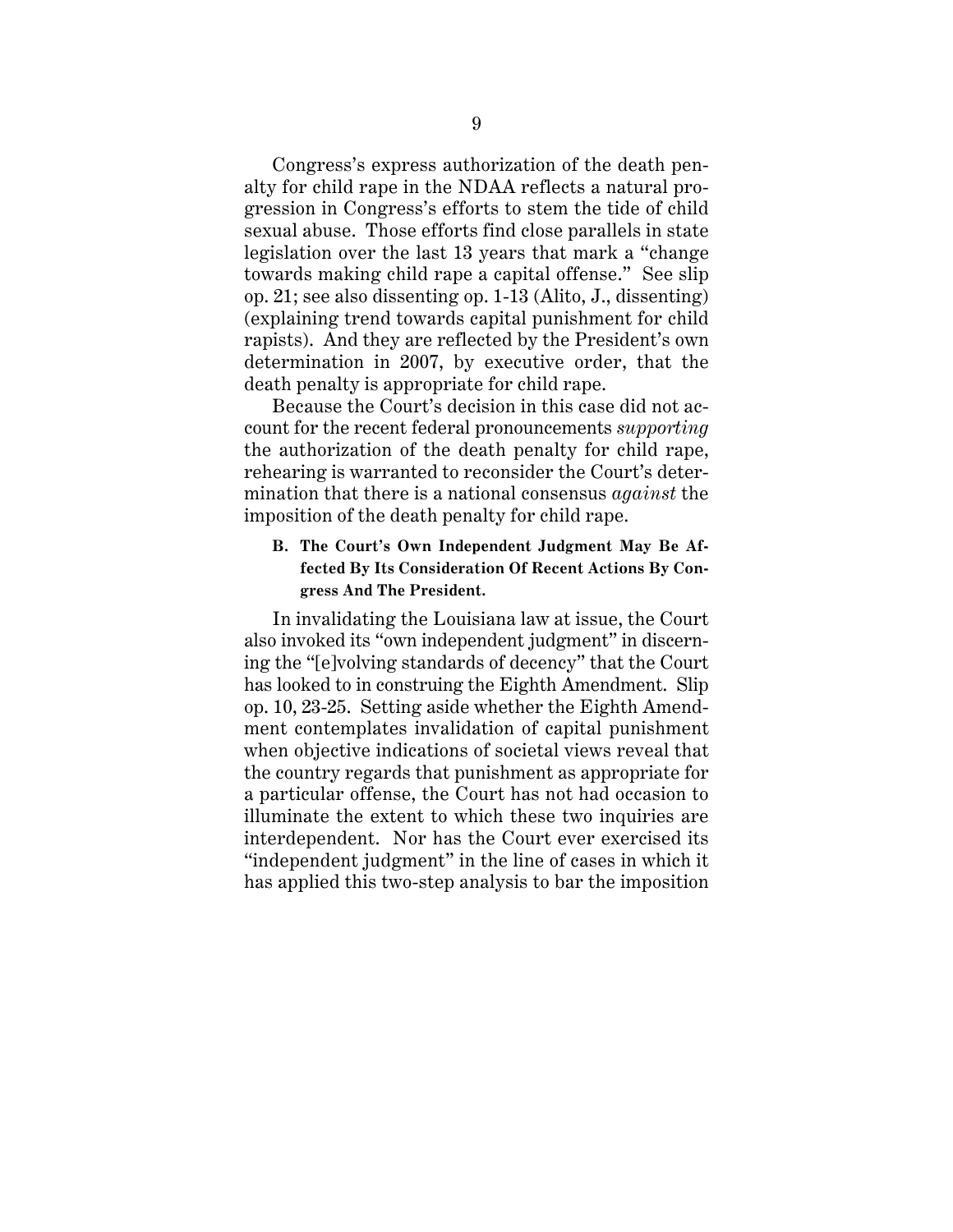Congress's express authorization of the death penalty for child rape in the NDAA reflects a natural progression in Congress's efforts to stem the tide of child sexual abuse. Those efforts find close parallels in state legislation over the last 13 years that mark a "change towards making child rape a capital offense." See slip op. 21; see also dissenting op. 1-13 (Alito, J., dissenting) (explaining trend towards capital punishment for child rapists). And they are reflected by the President's own determination in 2007, by executive order, that the death penalty is appropriate for child rape.

Because the Court's decision in this case did not account for the recent federal pronouncements *supporting* the authorization of the death penalty for child rape, rehearing is warranted to reconsider the Court's determination that there is a national consensus *against* the imposition of the death penalty for child rape.

### B. The Court's Own Independent Judgment May Be Affected By Its Consideration Of Recent Actions By Congress And The President.

In invalidating the Louisiana law at issue, the Court also invoked its "own independent judgment" in discerning the "[e]volving standards of decency" that the Court has looked to in construing the Eighth Amendment. Slip op. 10, 23-25. Setting aside whether the Eighth Amendment contemplates invalidation of capital punishment when objective indications of societal views reveal that the country regards that punishment as appropriate for a particular offense, the Court has not had occasion to illuminate the extent to which these two inquiries are interdependent. Nor has the Court ever exercised its "independent judgment" in the line of cases in which it has applied this two-step analysis to bar the imposition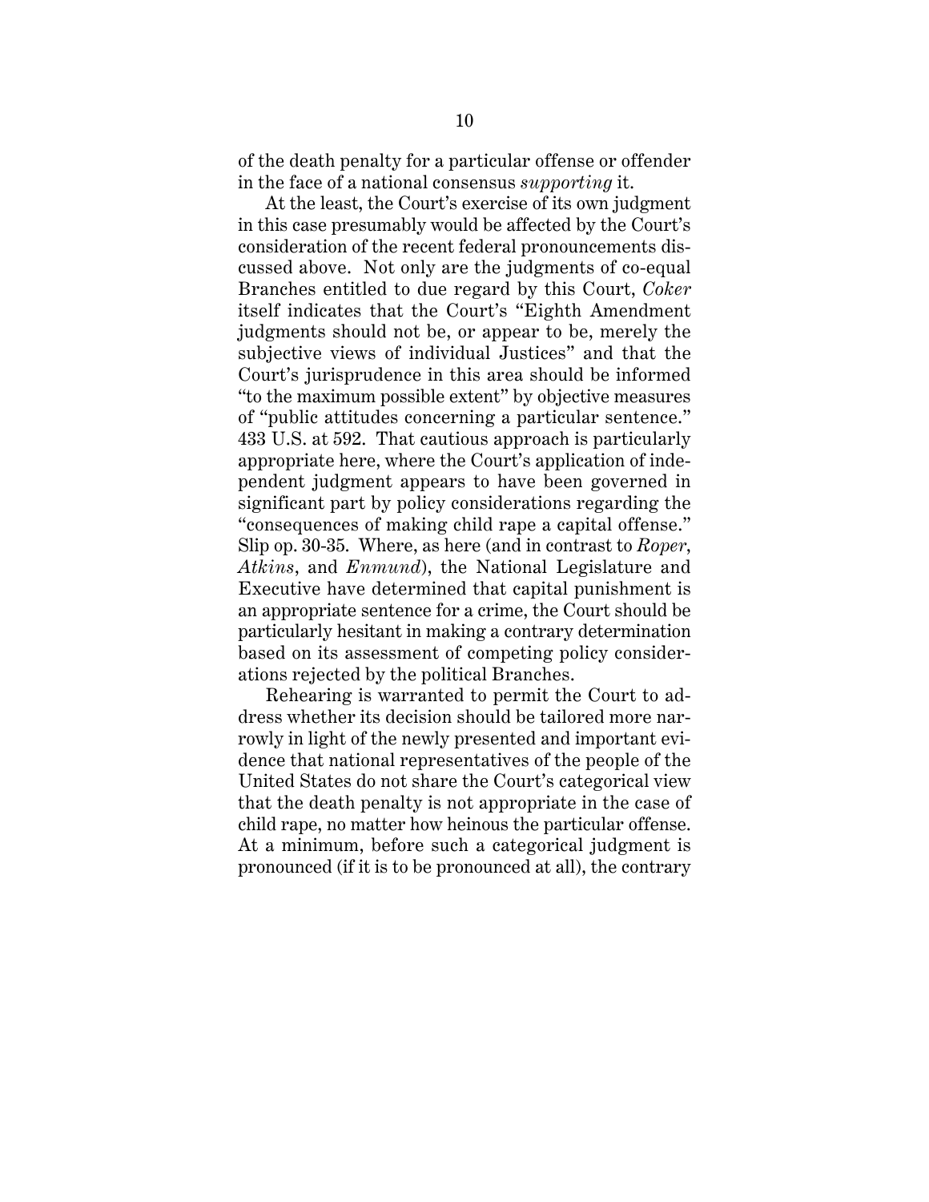of the death penalty for a particular offense or offender in the face of a national consensus *supporting* it.

At the least, the Court's exercise of its own judgment in this case presumably would be affected by the Court's consideration of the recent federal pronouncements discussed above. Not only are the judgments of co-equal Branches entitled to due regard by this Court, *Coker* itself indicates that the Court's "Eighth Amendment judgments should not be, or appear to be, merely the subjective views of individual Justices" and that the Court's jurisprudence in this area should be informed "to the maximum possible extent" by objective measures of "public attitudes concerning a particular sentence." 433 U.S. at 592. That cautious approach is particularly appropriate here, where the Court's application of independent judgment appears to have been governed in significant part by policy considerations regarding the "consequences of making child rape a capital offense." Slip op. 30-35. Where, as here (and in contrast to *Roper*, *Atkins*, and *Enmund*), the National Legislature and Executive have determined that capital punishment is an appropriate sentence for a crime, the Court should be particularly hesitant in making a contrary determination based on its assessment of competing policy considerations rejected by the political Branches.

Rehearing is warranted to permit the Court to address whether its decision should be tailored more narrowly in light of the newly presented and important evidence that national representatives of the people of the United States do not share the Court's categorical view that the death penalty is not appropriate in the case of child rape, no matter how heinous the particular offense. At a minimum, before such a categorical judgment is pronounced (if it is to be pronounced at all), the contrary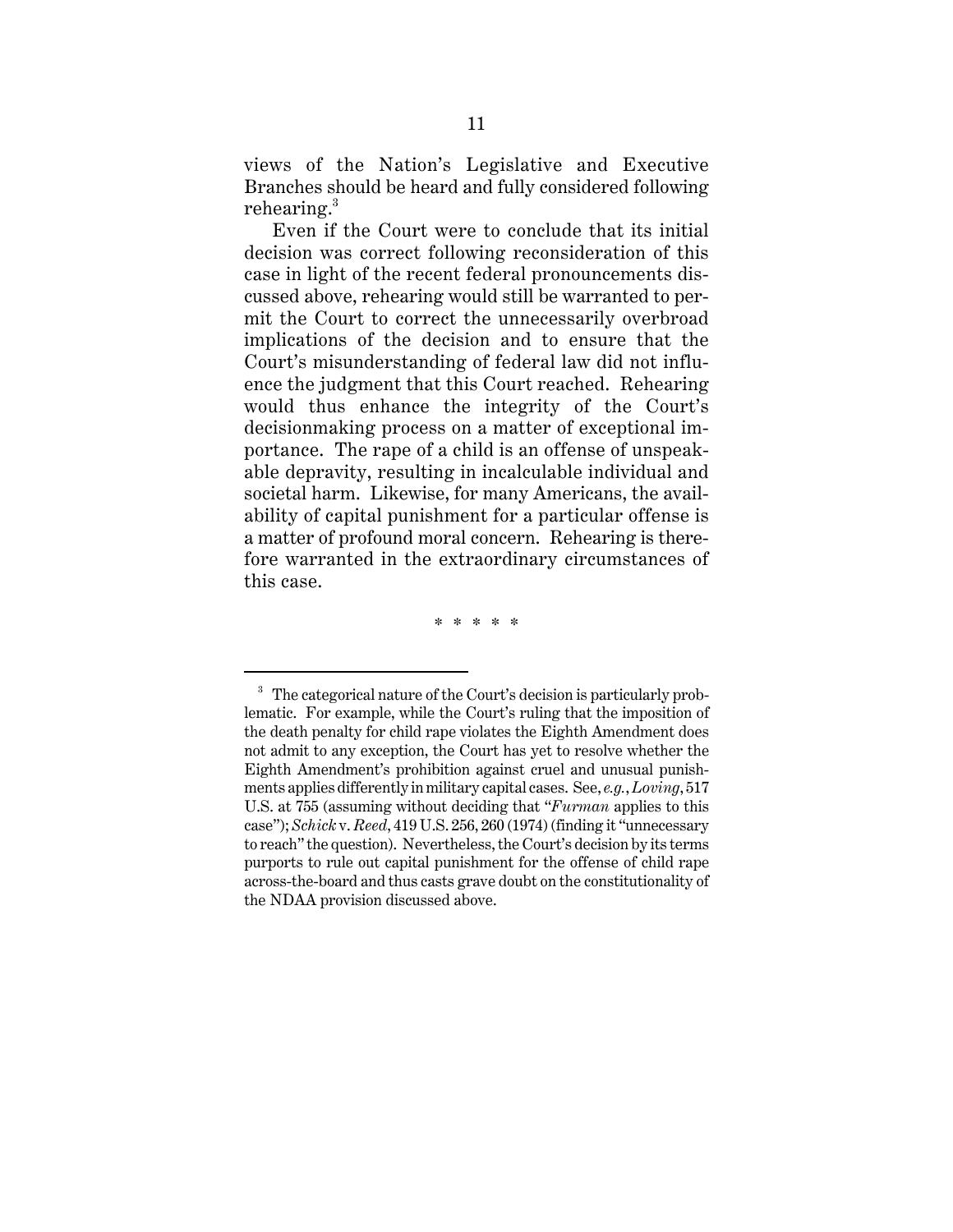views of the Nation's Legislative and Executive Branches should be heard and fully considered following rehearing.[3]

Even if the Court were to conclude that its initial decision was correct following reconsideration of this case in light of the recent federal pronouncements discussed above, rehearing would still be warranted to permit the Court to correct the unnecessarily overbroad implications of the decision and to ensure that the Court's misunderstanding of federal law did not influence the judgment that this Court reached. Rehearing would thus enhance the integrity of the Court's decisionmaking process on a matter of exceptional importance. The rape of a child is an offense of unspeakable depravity, resulting in incalculable individual and societal harm. Likewise, for many Americans, the availability of capital punishment for a particular offense is a matter of profound moral concern. Rehearing is therefore warranted in the extraordinary circumstances of this case.

\* \* \* \* \*

---

[3] The categorical nature of the Court's decision is particularly problematic. For example, while the Court's ruling that the imposition of the death penalty for child rape violates the Eighth Amendment does not admit to any exception, the Court has yet to resolve whether the Eighth Amendment's prohibition against cruel and unusual punishments applies differently in military capital cases. See, *e.g.*, *Loving*, 517 U.S. at 755 (assuming without deciding that "*Furman* applies to this case"); *Schick* v. *Reed*, 419 U.S. 256, 260 (1974) (finding it "unnecessary to reach" the question). Nevertheless, the Court's decision by its terms purports to rule out capital punishment for the offense of child rape across-the-board and thus casts grave doubt on the constitutionality of the NDAA provision discussed above.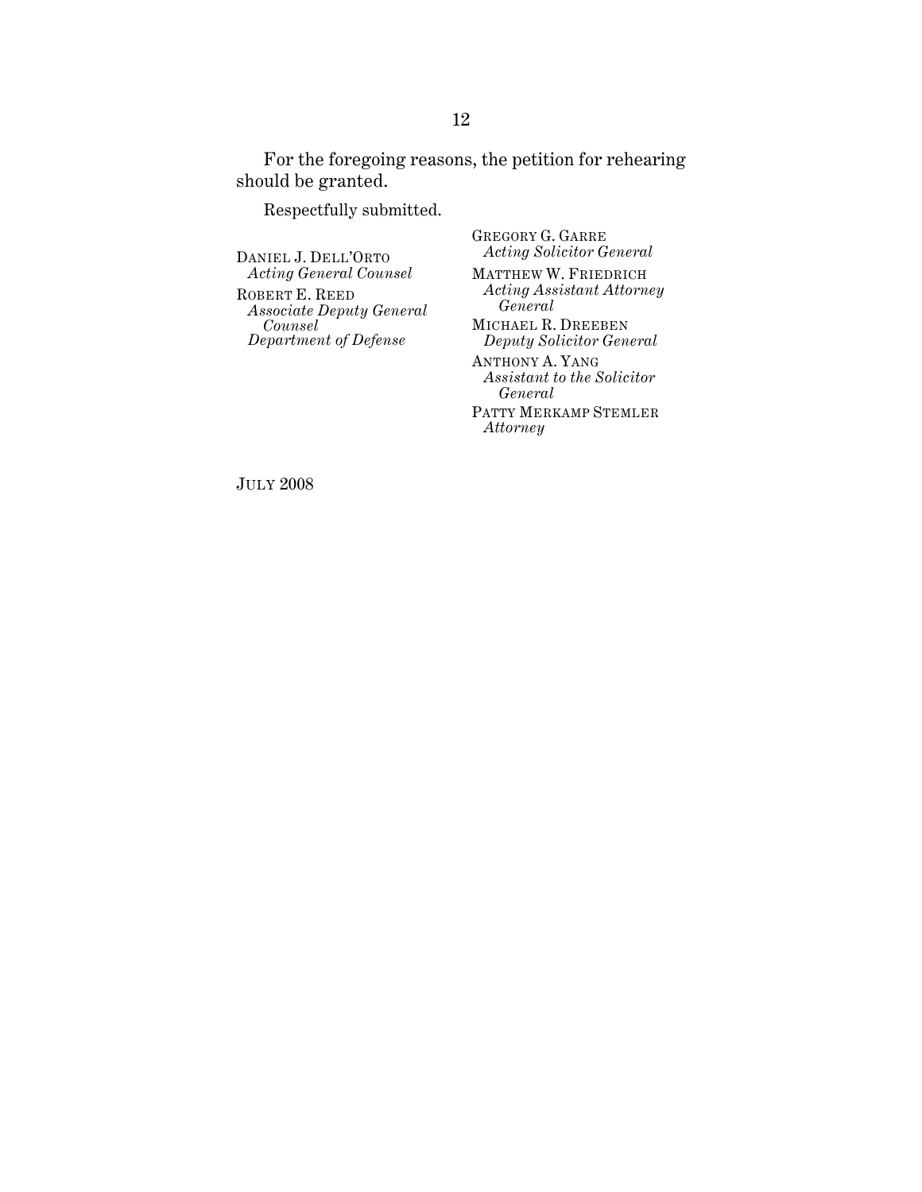For the foregoing reasons, the petition for rehearing should be granted.

Respectfully submitted.

DANIEL J. DELL'ORTO
*Acting General Counsel*

ROBERT E. REED
*Associate Deputy General Counsel*
*Department of Defense*

GREGORY G. GARRE
*Acting Solicitor General*

MATTHEW W. FRIEDRICH
*Acting Assistant Attorney General*

MICHAEL R. DREEBEN
*Deputy Solicitor General*

ANTHONY A. YANG
*Assistant to the Solicitor General*

PATTY MERKAMP STEMLER
*Attorney*

JULY 2008